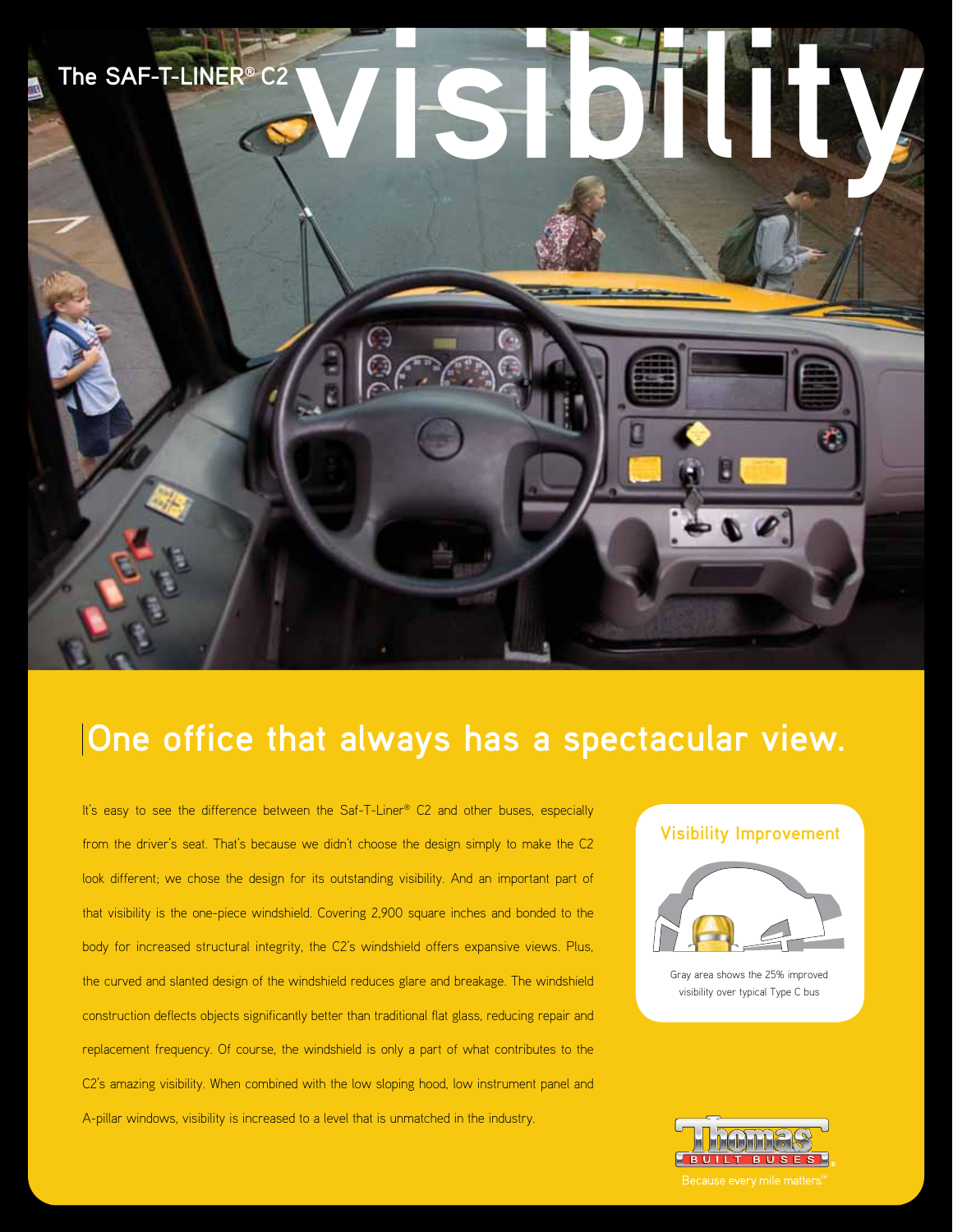The SAF-T-LINER® C2

# visibility

## One office that always has a spectacular view.

It's easy to see the difference between the Saf-T-Liner® C2 and other buses, especially from the driver's seat. That's because we didn't choose the design simply to make the C2 look different; we chose the design for its outstanding visibility. And an important part of that visibility is the one-piece windshield. Covering 2,900 square inches and bonded to the body for increased structural integrity, the C2's windshield offers expansive views. Plus, the curved and slanted design of the windshield reduces glare and breakage. The windshield construction deflects objects significantly better than traditional flat glass, reducing repair and replacement frequency. Of course, the windshield is only a part of what contributes to the C2's amazing visibility. When combined with the low sloping hood, low instrument panel and A-pillar windows, visibility is increased to a level that is unmatched in the industry.

### Visibility Improvement

Gray area shows the 25% improved visibility over typical Type C bus

Thomas BUILT BUSES®

Because every mile matters.℠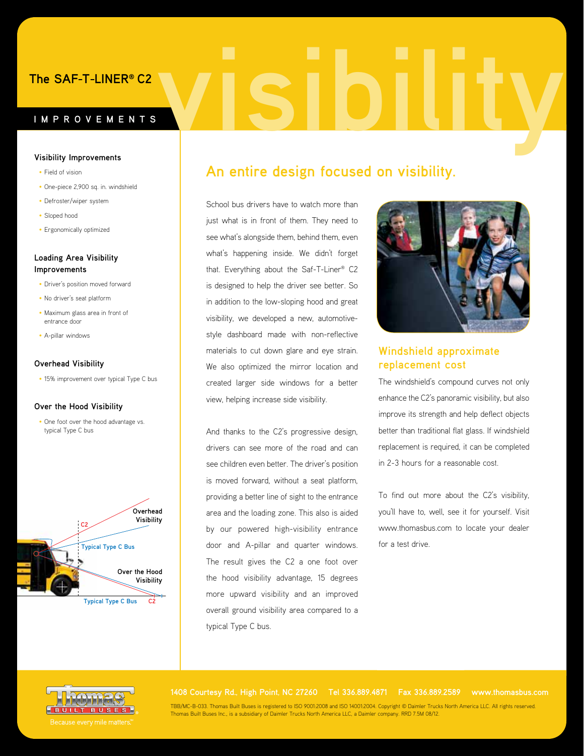# The SAF-T-LINER® C2

visibility

IMPROVEMENTS

### Visibility Improvements

- Field of vision
- One-piece 2,900 sq. in. windshield
- Defroster/wiper system
- Sloped hood
- Ergonomically optimized

### Loading Area Visibility Improvements

- Driver's position moved forward
- No driver's seat platform
- Maximum glass area in front of entrance door
- A-pillar windows

### Overhead Visibility

- 15% improvement over typical Type C bus

### Over the Hood Visibility

- One foot over the hood advantage vs. typical Type C bus

C2
Overhead Visibility
Typical Type C Bus
Over the Hood Visibility
Typical Type C Bus
C2

## An entire design focused on visibility.

School bus drivers have to watch more than just what is in front of them. They need to see what's alongside them, behind them, even what's happening inside. We didn't forget that. Everything about the Saf-T-Liner® C2 is designed to help the driver see better. So in addition to the low-sloping hood and great visibility, we developed a new, automotive-style dashboard made with non-reflective materials to cut down glare and eye strain. We also optimized the mirror location and created larger side windows for a better view, helping increase side visibility.

And thanks to the C2's progressive design, drivers can see more of the road and can see children even better. The driver's position is moved forward, without a seat platform, providing a better line of sight to the entrance area and the loading zone. This also is aided by our powered high-visibility entrance door and A-pillar and quarter windows. The result gives the C2 a one foot over the hood visibility advantage, 15 degrees more upward visibility and an improved overall ground visibility area compared to a typical Type C bus.

## Windshield approximate replacement cost

The windshield's compound curves not only enhance the C2's panoramic visibility, but also improve its strength and help deflect objects better than traditional flat glass. If windshield replacement is required, it can be completed in 2-3 hours for a reasonable cost.

To find out more about the C2's visibility, you'll have to, well, see it for yourself. Visit www.thomasbus.com to locate your dealer for a test drive.

Thomas BUILT BUSES®

Because every mile matters.™

1408 Courtesy Rd., High Point, NC 27260 Tel 336.889.4871 Fax 336.889.2589 www.thomasbus.com

TBB/MC-B-033. Thomas Built Buses is registered to ISO 9001:2008 and ISO 14001:2004. Copyright © Daimler Trucks North America LLC. All rights reserved. Thomas Built Buses Inc., is a subsidiary of Daimler Trucks North America LLC, a Daimler company. RRD 7.5M 08/12.